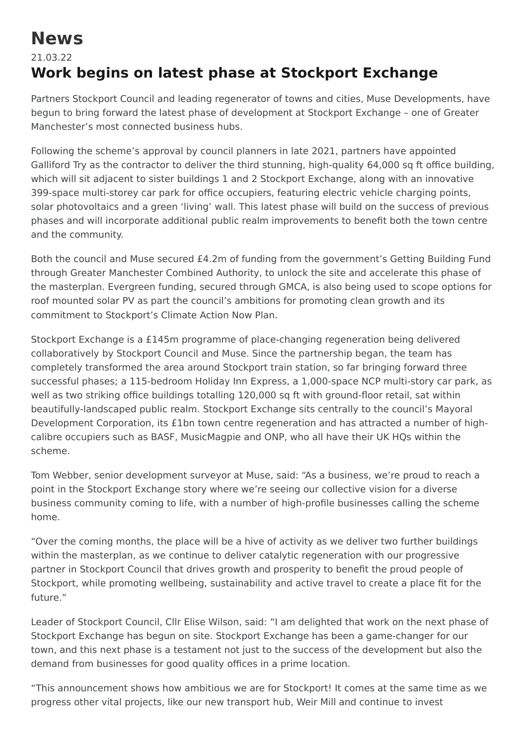# News

21.03.22

## Work begins on latest phase at Stockport Exchange

Partners Stockport Council and leading regenerator of towns and cities, Muse Developments, have begun to bring forward the latest phase of development at Stockport Exchange – one of Greater Manchester's most connected business hubs.

Following the scheme's approval by council planners in late 2021, partners have appointed Galliford Try as the contractor to deliver the third stunning, high-quality 64,000 sq ft office building, which will sit adjacent to sister buildings 1 and 2 Stockport Exchange, along with an innovative 399-space multi-storey car park for office occupiers, featuring electric vehicle charging points, solar photovoltaics and a green 'living' wall. This latest phase will build on the success of previous phases and will incorporate additional public realm improvements to benefit both the town centre and the community.

Both the council and Muse secured £4.2m of funding from the government's Getting Building Fund through Greater Manchester Combined Authority, to unlock the site and accelerate this phase of the masterplan. Evergreen funding, secured through GMCA, is also being used to scope options for roof mounted solar PV as part the council's ambitions for promoting clean growth and its commitment to Stockport's Climate Action Now Plan.

Stockport Exchange is a £145m programme of place-changing regeneration being delivered collaboratively by Stockport Council and Muse. Since the partnership began, the team has completely transformed the area around Stockport train station, so far bringing forward three successful phases; a 115-bedroom Holiday Inn Express, a 1,000-space NCP multi-story car park, as well as two striking office buildings totalling 120,000 sq ft with ground-floor retail, sat within beautifully-landscaped public realm. Stockport Exchange sits centrally to the council's Mayoral Development Corporation, its £1bn town centre regeneration and has attracted a number of high-calibre occupiers such as BASF, MusicMagpie and ONP, who all have their UK HQs within the scheme.

Tom Webber, senior development surveyor at Muse, said: "As a business, we're proud to reach a point in the Stockport Exchange story where we're seeing our collective vision for a diverse business community coming to life, with a number of high-profile businesses calling the scheme home.

"Over the coming months, the place will be a hive of activity as we deliver two further buildings within the masterplan, as we continue to deliver catalytic regeneration with our progressive partner in Stockport Council that drives growth and prosperity to benefit the proud people of Stockport, while promoting wellbeing, sustainability and active travel to create a place fit for the future."

Leader of Stockport Council, Cllr Elise Wilson, said: "I am delighted that work on the next phase of Stockport Exchange has begun on site. Stockport Exchange has been a game-changer for our town, and this next phase is a testament not just to the success of the development but also the demand from businesses for good quality offices in a prime location.

"This announcement shows how ambitious we are for Stockport! It comes at the same time as we progress other vital projects, like our new transport hub, Weir Mill and continue to invest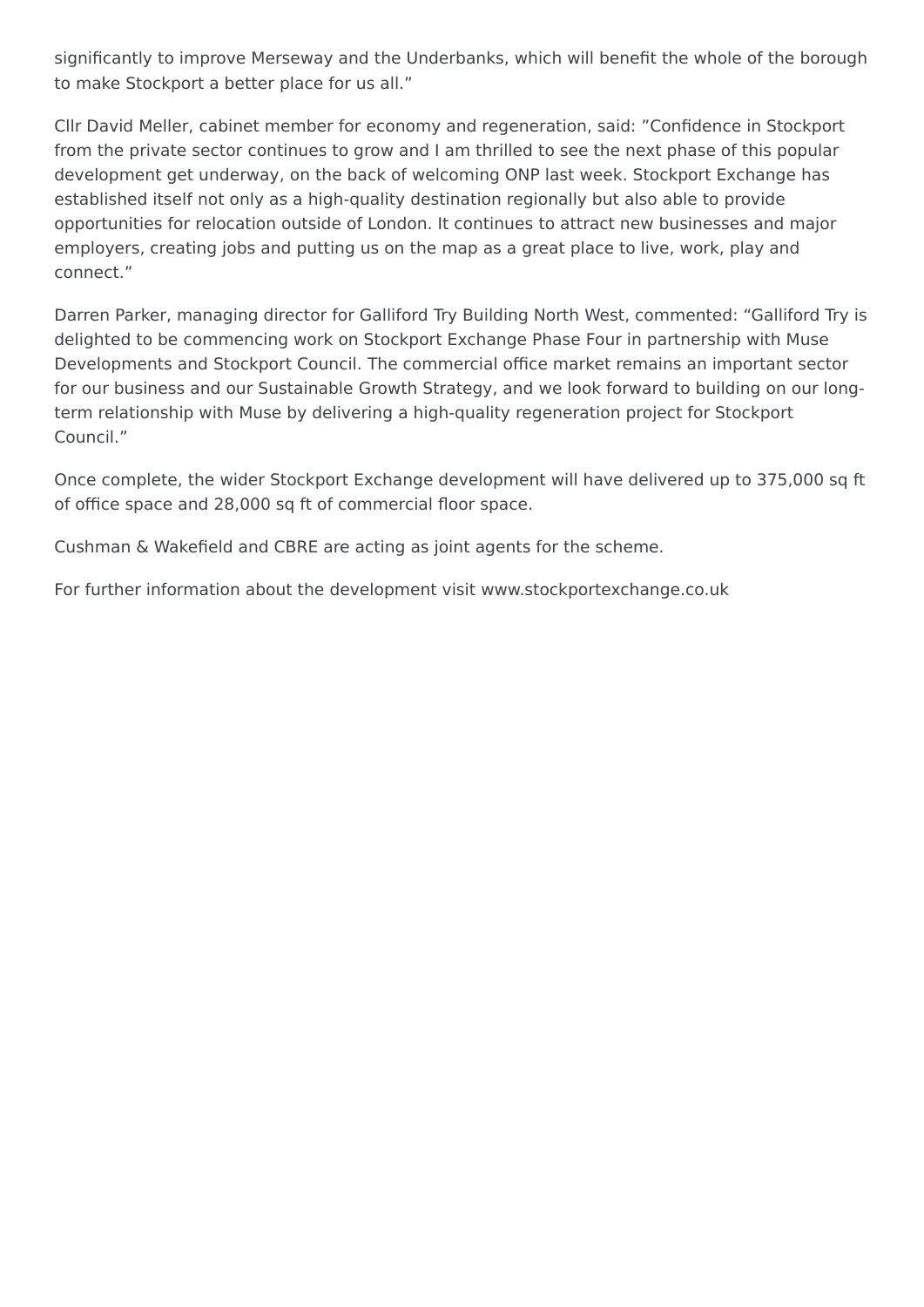significantly to improve Merseway and the Underbanks, which will benefit the whole of the borough to make Stockport a better place for us all."

Cllr David Meller, cabinet member for economy and regeneration, said: "Confidence in Stockport from the private sector continues to grow and I am thrilled to see the next phase of this popular development get underway, on the back of welcoming ONP last week. Stockport Exchange has established itself not only as a high-quality destination regionally but also able to provide opportunities for relocation outside of London. It continues to attract new businesses and major employers, creating jobs and putting us on the map as a great place to live, work, play and connect."

Darren Parker, managing director for Galliford Try Building North West, commented: "Galliford Try is delighted to be commencing work on Stockport Exchange Phase Four in partnership with Muse Developments and Stockport Council. The commercial office market remains an important sector for our business and our Sustainable Growth Strategy, and we look forward to building on our long-term relationship with Muse by delivering a high-quality regeneration project for Stockport Council."

Once complete, the wider Stockport Exchange development will have delivered up to 375,000 sq ft of office space and 28,000 sq ft of commercial floor space.

Cushman & Wakefield and CBRE are acting as joint agents for the scheme.

For further information about the development visit www.stockportexchange.co.uk